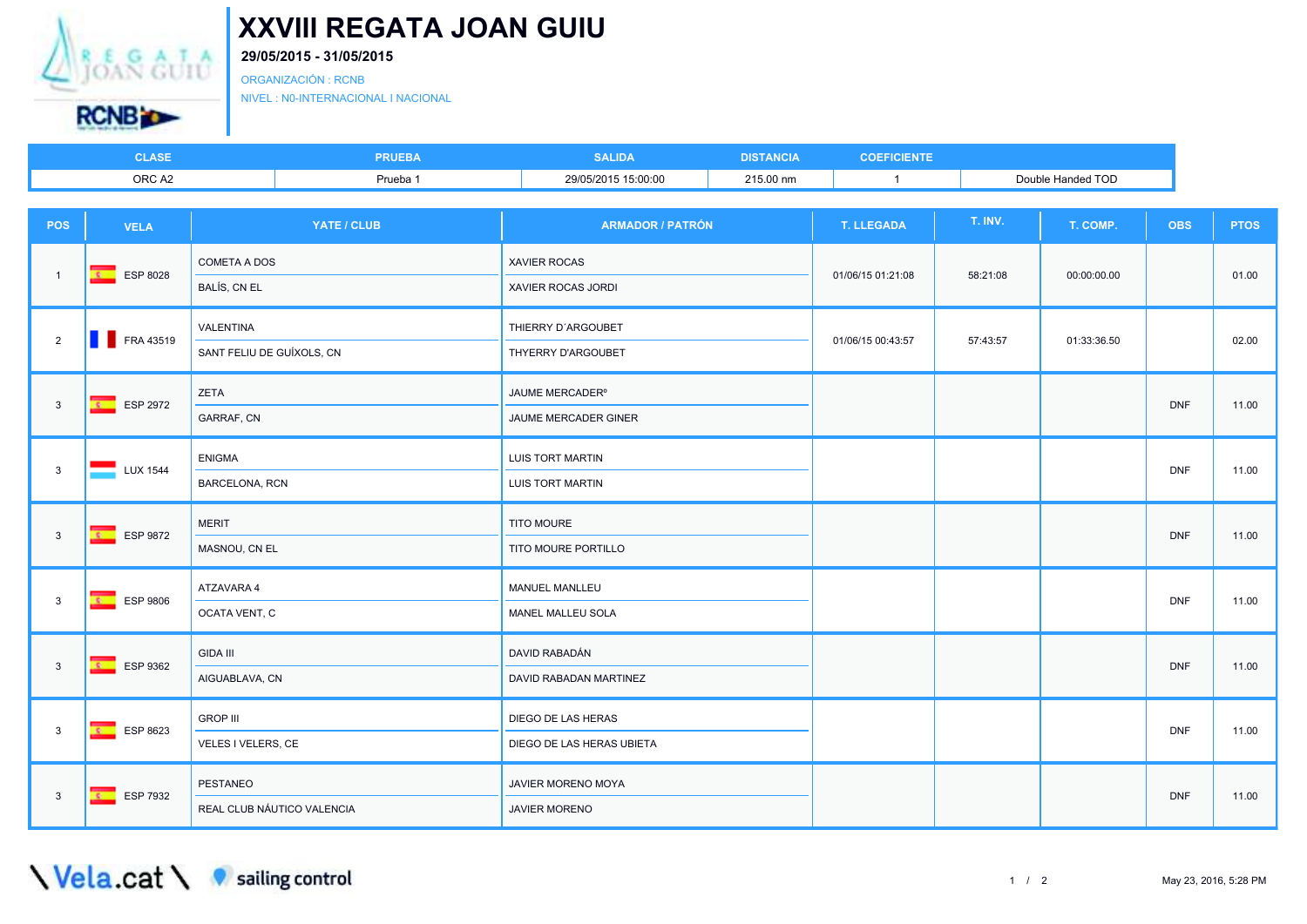# XXVIII REGATA JOAN GUIU

**29/05/2015 - 31/05/2015**

ORGANIZACIÓN : RCNB

NIVEL : N0-INTERNACIONAL I NACIONAL

| CLASE | PRUEBA | SALIDA | DISTANCIA | COEFICIENTE | |
|---|---|---|---|---|---|
| ORC A2 | Prueba 1 | 29/05/2015 15:00:00 | 215.00 nm | 1 | Double Handed TOD |

| POS | VELA | YATE / CLUB | ARMADOR / PATRÓN | T. LLEGADA | T. INV. | T. COMP. | OBS | PTOS |
|---|---|---|---|---|---|---|---|---|
| 1 | ESP 8028 | COMETA A DOS<br>BALÍS, CN EL | XAVIER ROCAS<br>XAVIER ROCAS JORDI | 01/06/15 01:21:08 | 58:21:08 | 00:00:00.00 | | 01.00 |
| 2 | FRA 43519 | VALENTINA<br>SANT FELIU DE GUÍXOLS, CN | THIERRY D´ARGOUBET<br>THYERRY D'ARGOUBET | 01/06/15 00:43:57 | 57:43:57 | 01:33:36.50 | | 02.00 |
| 3 | ESP 2972 | ZETA<br>GARRAF, CN | JAUME MERCADERº<br>JAUME MERCADER GINER | | | | DNF | 11.00 |
| 3 | LUX 1544 | ENIGMA<br>BARCELONA, RCN | LUIS TORT MARTIN<br>LUIS TORT MARTIN | | | | DNF | 11.00 |
| 3 | ESP 9872 | MERIT<br>MASNOU, CN EL | TITO MOURE<br>TITO MOURE PORTILLO | | | | DNF | 11.00 |
| 3 | ESP 9806 | ATZAVARA 4<br>OCATA VENT, C | MANUEL MANLLEU<br>MANEL MALLEU SOLA | | | | DNF | 11.00 |
| 3 | ESP 9362 | GIDA III<br>AIGUABLAVA, CN | DAVID RABADÁN<br>DAVID RABADAN MARTINEZ | | | | DNF | 11.00 |
| 3 | ESP 8623 | GROP III<br>VELES I VELERS, CE | DIEGO DE LAS HERAS<br>DIEGO DE LAS HERAS UBIETA | | | | DNF | 11.00 |
| 3 | ESP 7932 | PESTANEO<br>REAL CLUB NÁUTICO VALENCIA | JAVIER MORENO MOYA<br>JAVIER MORENO | | | | DNF | 11.00 |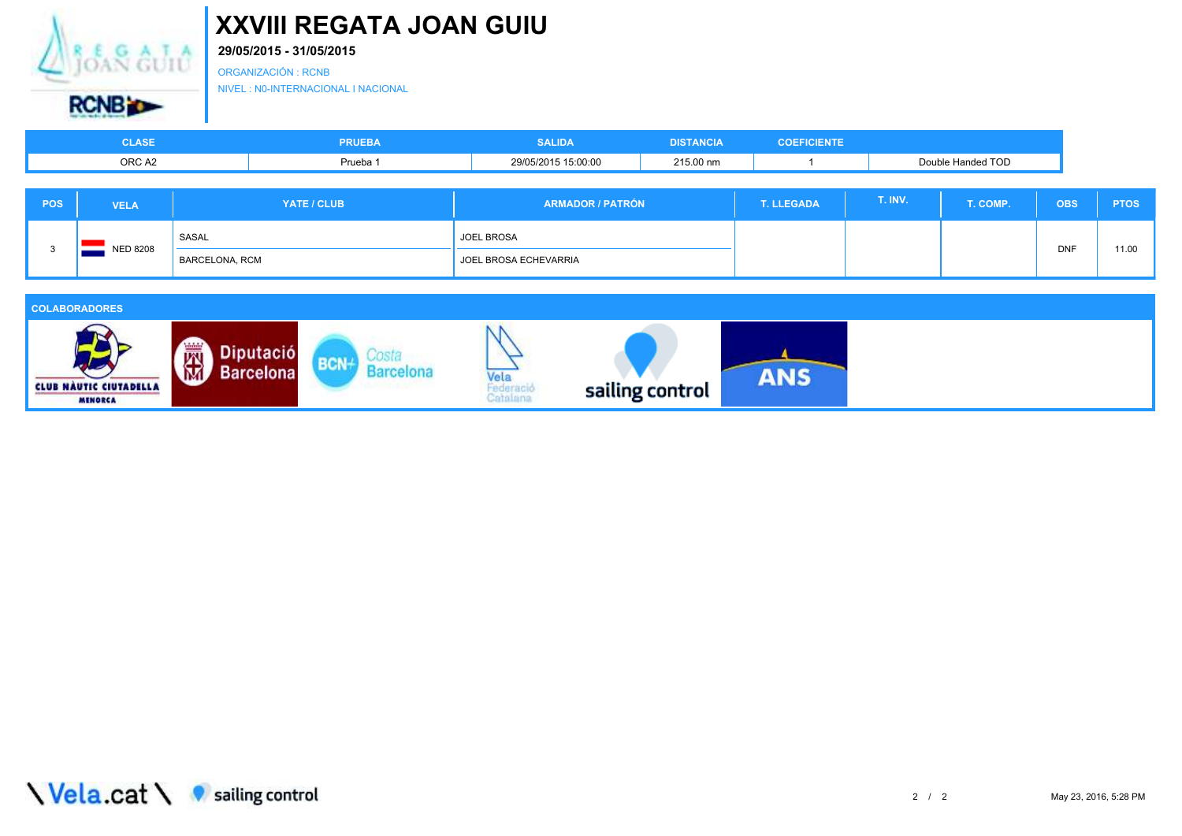# XXVIII REGATA JOAN GUIU

**29/05/2015 - 31/05/2015**

ORGANIZACIÓN : RCNB

NIVEL : N0-INTERNACIONAL I NACIONAL

| CLASE | PRUEBA | SALIDA | DISTANCIA | COEFICIENTE | |
|---|---|---|---|---|---|
| ORC A2 | Prueba 1 | 29/05/2015 15:00:00 | 215.00 nm | 1 | Double Handed TOD |

| POS | VELA | YATE / CLUB | ARMADOR / PATRÓN | T. LLEGADA | T. INV. | T. COMP. | OBS | PTOS |
|---|---|---|---|---|---|---|---|---|
| 3 | NED 8208 | SASAL<br>BARCELONA, RCM | JOEL BROSA<br>JOEL BROSA ECHEVARRIA | | | | DNF | 11.00 |

**COLABORADORES**

May 23, 2016, 5:28 PM